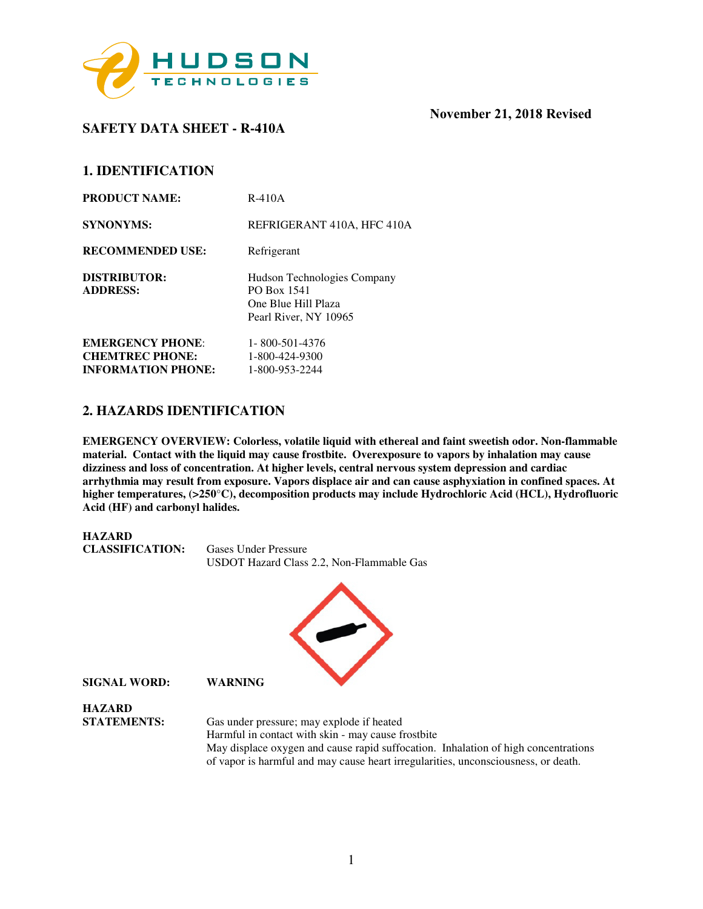HUDSON TECHNOLOGIES

November 21, 2018 Revised

## SAFETY DATA SHEET - R-410A

## 1. IDENTIFICATION

| | |
|---|---|
| **PRODUCT NAME:** | R-410A |
| **SYNONYMS:** | REFRIGERANT 410A, HFC 410A |
| **RECOMMENDED USE:** | Refrigerant |
| **DISTRIBUTOR:** **ADDRESS:** | Hudson Technologies Company PO Box 1541 One Blue Hill Plaza Pearl River, NY 10965 |
| **EMERGENCY PHONE**: | 1- 800-501-4376 |
| **CHEMTREC PHONE:** | 1-800-424-9300 |
| **INFORMATION PHONE:** | 1-800-953-2244 |

## 2. HAZARDS IDENTIFICATION

**EMERGENCY OVERVIEW: Colorless, volatile liquid with ethereal and faint sweetish odor. Non-flammable material. Contact with the liquid may cause frostbite. Overexposure to vapors by inhalation may cause dizziness and loss of concentration. At higher levels, central nervous system depression and cardiac arrhythmia may result from exposure. Vapors displace air and can cause asphyxiation in confined spaces. At higher temperatures, (>250°C), decomposition products may include Hydrochloric Acid (HCL), Hydrofluoric Acid (HF) and carbonyl halides.**

**HAZARD CLASSIFICATION:** Gases Under Pressure
USDOT Hazard Class 2.2, Non-Flammable Gas

**SIGNAL WORD:** **WARNING**

**HAZARD STATEMENTS:**
Gas under pressure; may explode if heated
Harmful in contact with skin - may cause frostbite
May displace oxygen and cause rapid suffocation. Inhalation of high concentrations of vapor is harmful and may cause heart irregularities, unconsciousness, or death.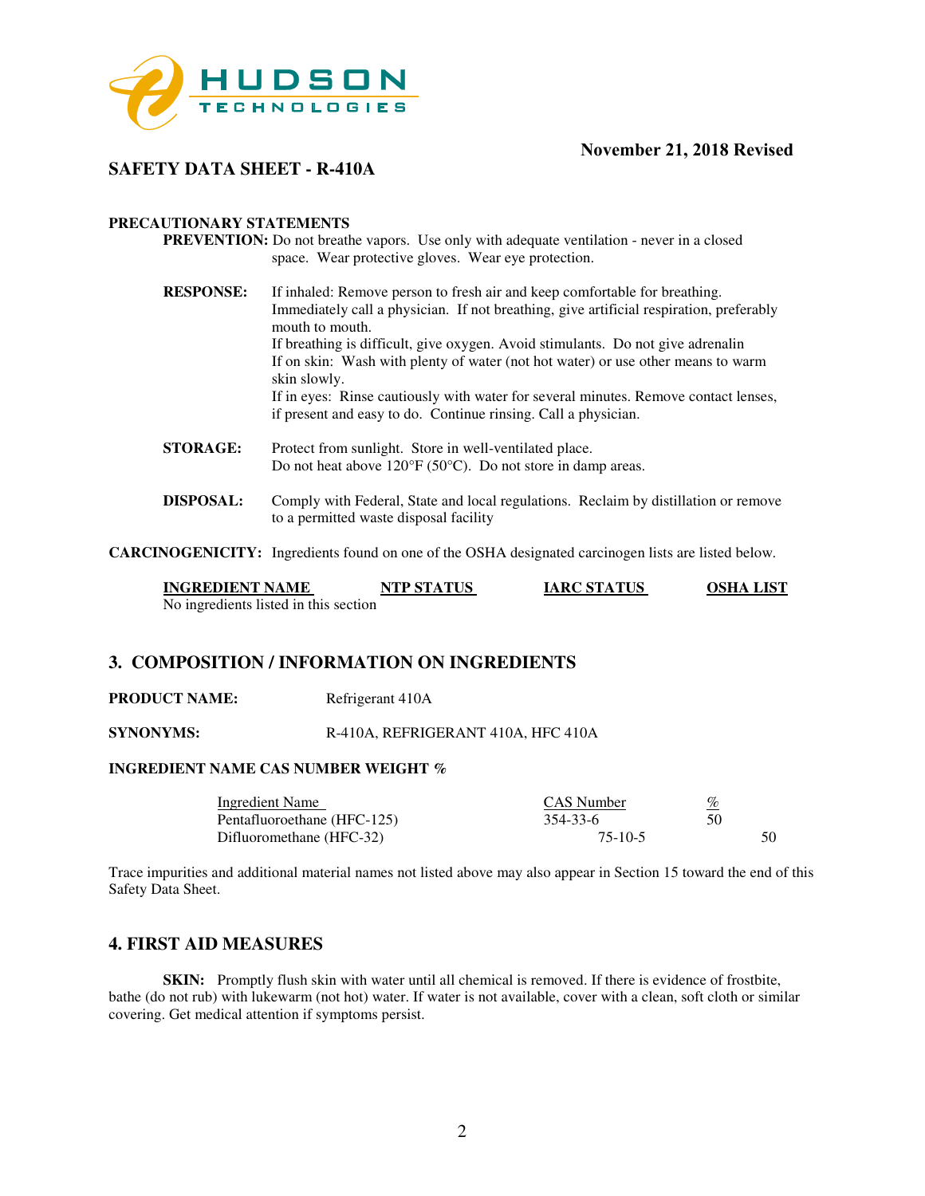**November 21, 2018 Revised**

## SAFETY DATA SHEET - R-410A

**PRECAUTIONARY STATEMENTS**

**PREVENTION:** Do not breathe vapors. Use only with adequate ventilation - never in a closed space. Wear protective gloves. Wear eye protection.

**RESPONSE:** If inhaled: Remove person to fresh air and keep comfortable for breathing. Immediately call a physician. If not breathing, give artificial respiration, preferably mouth to mouth.
If breathing is difficult, give oxygen. Avoid stimulants. Do not give adrenalin
If on skin: Wash with plenty of water (not hot water) or use other means to warm skin slowly.
If in eyes: Rinse cautiously with water for several minutes. Remove contact lenses, if present and easy to do. Continue rinsing. Call a physician.

**STORAGE:** Protect from sunlight. Store in well-ventilated place.
Do not heat above 120°F (50°C). Do not store in damp areas.

**DISPOSAL:** Comply with Federal, State and local regulations. Reclaim by distillation or remove to a permitted waste disposal facility

**CARCINOGENICITY:** Ingredients found on one of the OSHA designated carcinogen lists are listed below.

| INGREDIENT NAME | NTP STATUS | IARC STATUS | OSHA LIST |
|---|---|---|---|
| No ingredients listed in this section | | | |

## 3. COMPOSITION / INFORMATION ON INGREDIENTS

**PRODUCT NAME:** Refrigerant 410A

**SYNONYMS:** R-410A, REFRIGERANT 410A, HFC 410A

**INGREDIENT NAME CAS NUMBER WEIGHT %**

| Ingredient Name | CAS Number | % |
|---|---|---|
| Pentafluoroethane (HFC-125) | 354-33-6 | 50 |
| Difluoromethane (HFC-32) | 75-10-5 | 50 |

Trace impurities and additional material names not listed above may also appear in Section 15 toward the end of this Safety Data Sheet.

## 4. FIRST AID MEASURES

**SKIN:** Promptly flush skin with water until all chemical is removed. If there is evidence of frostbite, bathe (do not rub) with lukewarm (not hot) water. If water is not available, cover with a clean, soft cloth or similar covering. Get medical attention if symptoms persist.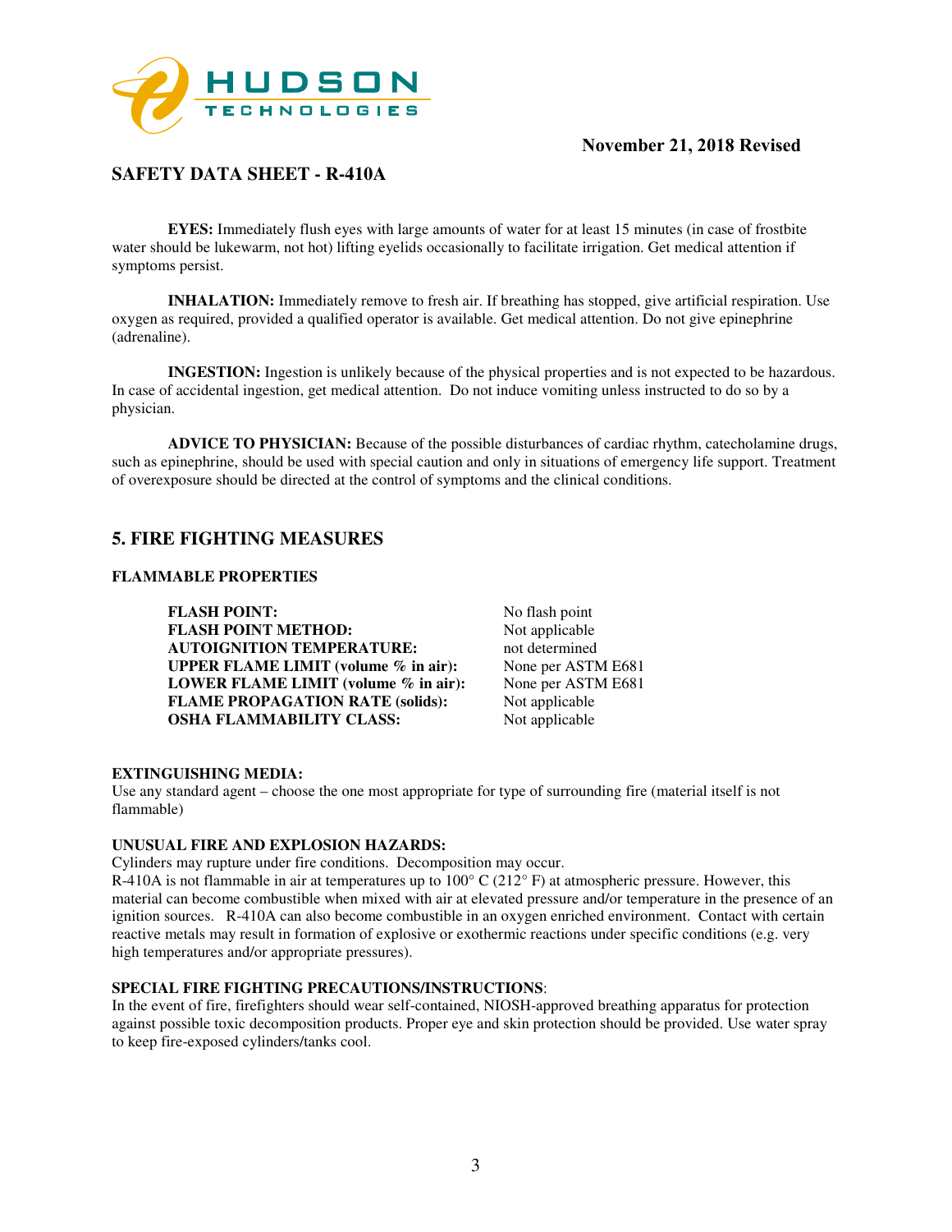**EYES:** Immediately flush eyes with large amounts of water for at least 15 minutes (in case of frostbite water should be lukewarm, not hot) lifting eyelids occasionally to facilitate irrigation. Get medical attention if symptoms persist.

**INHALATION:** Immediately remove to fresh air. If breathing has stopped, give artificial respiration. Use oxygen as required, provided a qualified operator is available. Get medical attention. Do not give epinephrine (adrenaline).

**INGESTION:** Ingestion is unlikely because of the physical properties and is not expected to be hazardous. In case of accidental ingestion, get medical attention. Do not induce vomiting unless instructed to do so by a physician.

**ADVICE TO PHYSICIAN:** Because of the possible disturbances of cardiac rhythm, catecholamine drugs, such as epinephrine, should be used with special caution and only in situations of emergency life support. Treatment of overexposure should be directed at the control of symptoms and the clinical conditions.

## 5. FIRE FIGHTING MEASURES

### FLAMMABLE PROPERTIES

| | |
|---|---|
| **FLASH POINT:** | No flash point |
| **FLASH POINT METHOD:** | Not applicable |
| **AUTOIGNITION TEMPERATURE:** | not determined |
| **UPPER FLAME LIMIT (volume % in air):** | None per ASTM E681 |
| **LOWER FLAME LIMIT (volume % in air):** | None per ASTM E681 |
| **FLAME PROPAGATION RATE (solids):** | Not applicable |
| **OSHA FLAMMABILITY CLASS:** | Not applicable |

**EXTINGUISHING MEDIA:**
Use any standard agent – choose the one most appropriate for type of surrounding fire (material itself is not flammable)

**UNUSUAL FIRE AND EXPLOSION HAZARDS:**
Cylinders may rupture under fire conditions. Decomposition may occur.
R-410A is not flammable in air at temperatures up to 100° C (212° F) at atmospheric pressure. However, this material can become combustible when mixed with air at elevated pressure and/or temperature in the presence of an ignition sources. R-410A can also become combustible in an oxygen enriched environment. Contact with certain reactive metals may result in formation of explosive or exothermic reactions under specific conditions (e.g. very high temperatures and/or appropriate pressures).

**SPECIAL FIRE FIGHTING PRECAUTIONS/INSTRUCTIONS**:
In the event of fire, firefighters should wear self-contained, NIOSH-approved breathing apparatus for protection against possible toxic decomposition products. Proper eye and skin protection should be provided. Use water spray to keep fire-exposed cylinders/tanks cool.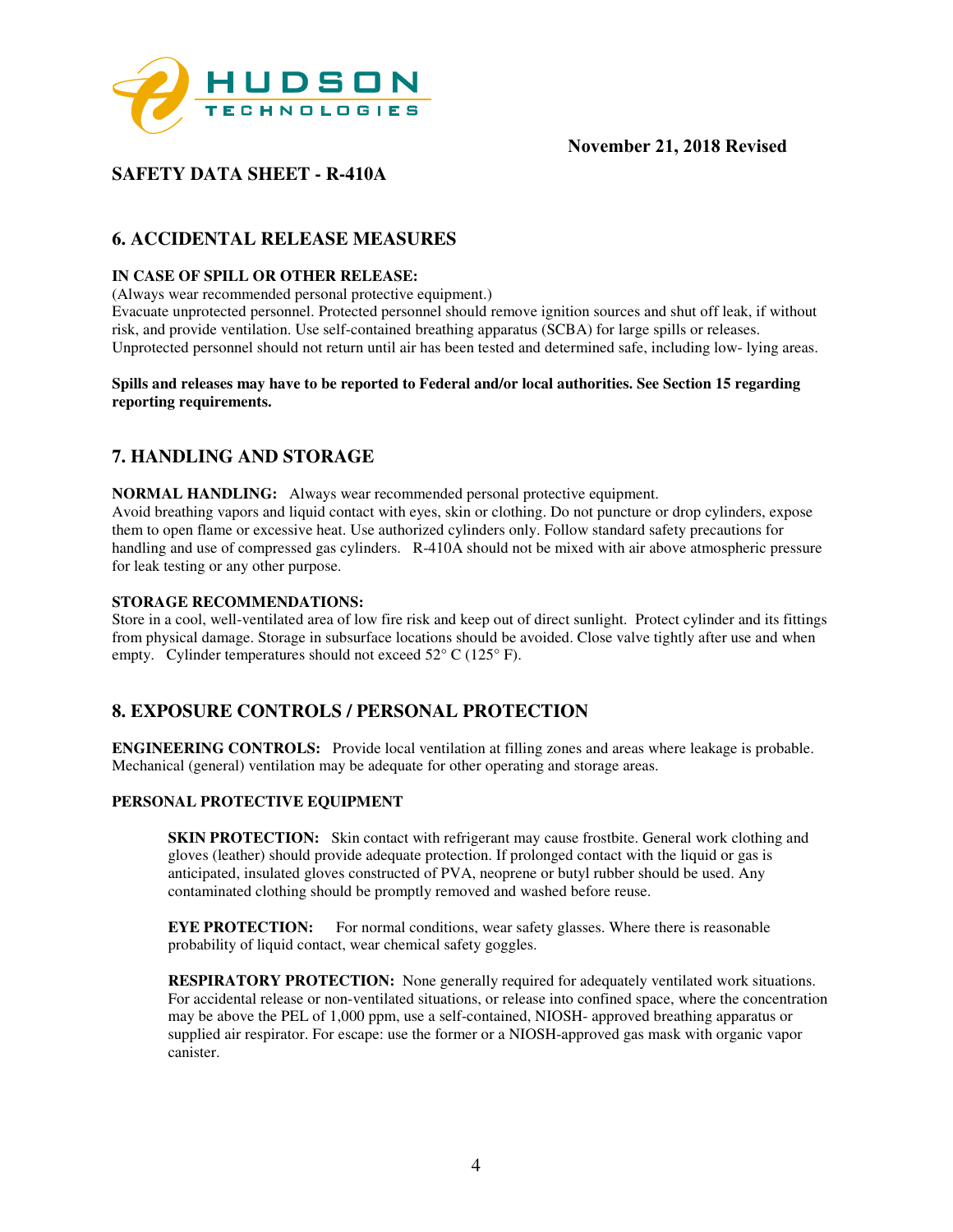**November 21, 2018 Revised**

## SAFETY DATA SHEET - R-410A

## 6. ACCIDENTAL RELEASE MEASURES

**IN CASE OF SPILL OR OTHER RELEASE:**

(Always wear recommended personal protective equipment.)

Evacuate unprotected personnel. Protected personnel should remove ignition sources and shut off leak, if without risk, and provide ventilation. Use self-contained breathing apparatus (SCBA) for large spills or releases. Unprotected personnel should not return until air has been tested and determined safe, including low- lying areas.

**Spills and releases may have to be reported to Federal and/or local authorities. See Section 15 regarding reporting requirements.**

## 7. HANDLING AND STORAGE

**NORMAL HANDLING:** Always wear recommended personal protective equipment.

Avoid breathing vapors and liquid contact with eyes, skin or clothing. Do not puncture or drop cylinders, expose them to open flame or excessive heat. Use authorized cylinders only. Follow standard safety precautions for handling and use of compressed gas cylinders. R-410A should not be mixed with air above atmospheric pressure for leak testing or any other purpose.

**STORAGE RECOMMENDATIONS:**

Store in a cool, well-ventilated area of low fire risk and keep out of direct sunlight. Protect cylinder and its fittings from physical damage. Storage in subsurface locations should be avoided. Close valve tightly after use and when empty. Cylinder temperatures should not exceed 52° C (125° F).

## 8. EXPOSURE CONTROLS / PERSONAL PROTECTION

**ENGINEERING CONTROLS:** Provide local ventilation at filling zones and areas where leakage is probable. Mechanical (general) ventilation may be adequate for other operating and storage areas.

**PERSONAL PROTECTIVE EQUIPMENT**

**SKIN PROTECTION:** Skin contact with refrigerant may cause frostbite. General work clothing and gloves (leather) should provide adequate protection. If prolonged contact with the liquid or gas is anticipated, insulated gloves constructed of PVA, neoprene or butyl rubber should be used. Any contaminated clothing should be promptly removed and washed before reuse.

**EYE PROTECTION:** For normal conditions, wear safety glasses. Where there is reasonable probability of liquid contact, wear chemical safety goggles.

**RESPIRATORY PROTECTION:** None generally required for adequately ventilated work situations. For accidental release or non-ventilated situations, or release into confined space, where the concentration may be above the PEL of 1,000 ppm, use a self-contained, NIOSH- approved breathing apparatus or supplied air respirator. For escape: use the former or a NIOSH-approved gas mask with organic vapor canister.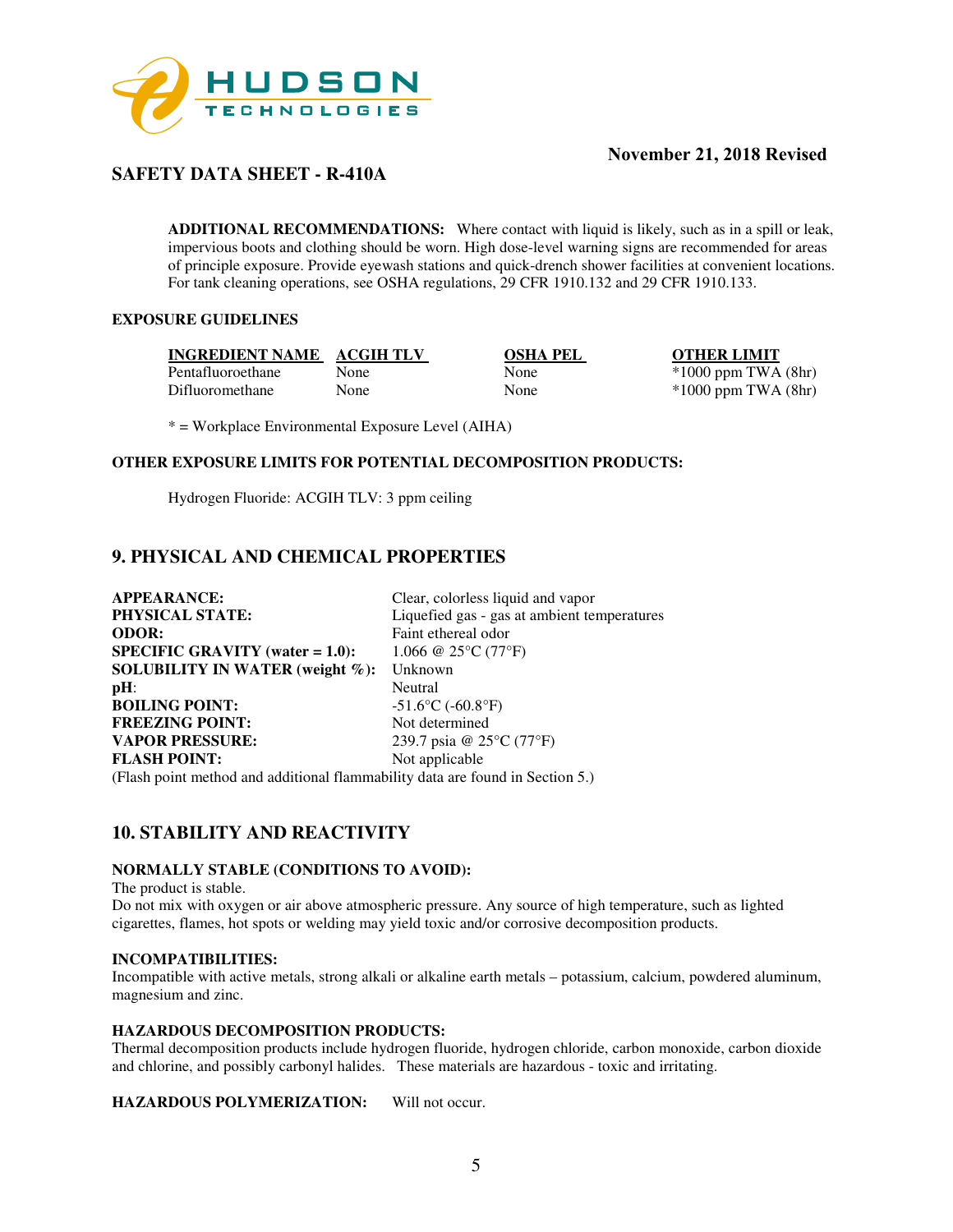**ADDITIONAL RECOMMENDATIONS:** Where contact with liquid is likely, such as in a spill or leak, impervious boots and clothing should be worn. High dose-level warning signs are recommended for areas of principle exposure. Provide eyewash stations and quick-drench shower facilities at convenient locations. For tank cleaning operations, see OSHA regulations, 29 CFR 1910.132 and 29 CFR 1910.133.

**EXPOSURE GUIDELINES**

| INGREDIENT NAME | ACGIH TLV | OSHA PEL | OTHER LIMIT |
| --- | --- | --- | --- |
| Pentafluoroethane | None | None | *1000 ppm TWA (8hr) |
| Difluoromethane | None | None | *1000 ppm TWA (8hr) |

* = Workplace Environmental Exposure Level (AIHA)

**OTHER EXPOSURE LIMITS FOR POTENTIAL DECOMPOSITION PRODUCTS:**

Hydrogen Fluoride: ACGIH TLV: 3 ppm ceiling

## 9. PHYSICAL AND CHEMICAL PROPERTIES

| | |
| --- | --- |
| **APPEARANCE:** | Clear, colorless liquid and vapor |
| **PHYSICAL STATE:** | Liquefied gas - gas at ambient temperatures |
| **ODOR:** | Faint ethereal odor |
| **SPECIFIC GRAVITY (water = 1.0):** | 1.066 @ 25°C (77°F) |
| **SOLUBILITY IN WATER (weight %):** | Unknown |
| **pH:** | Neutral |
| **BOILING POINT:** | -51.6°C (-60.8°F) |
| **FREEZING POINT:** | Not determined |
| **VAPOR PRESSURE:** | 239.7 psia @ 25°C (77°F) |
| **FLASH POINT:** | Not applicable |

(Flash point method and additional flammability data are found in Section 5.)

## 10. STABILITY AND REACTIVITY

**NORMALLY STABLE (CONDITIONS TO AVOID):**

The product is stable.

Do not mix with oxygen or air above atmospheric pressure. Any source of high temperature, such as lighted cigarettes, flames, hot spots or welding may yield toxic and/or corrosive decomposition products.

**INCOMPATIBILITIES:**

Incompatible with active metals, strong alkali or alkaline earth metals – potassium, calcium, powdered aluminum, magnesium and zinc.

**HAZARDOUS DECOMPOSITION PRODUCTS:**

Thermal decomposition products include hydrogen fluoride, hydrogen chloride, carbon monoxide, carbon dioxide and chlorine, and possibly carbonyl halides. These materials are hazardous - toxic and irritating.

**HAZARDOUS POLYMERIZATION:** Will not occur.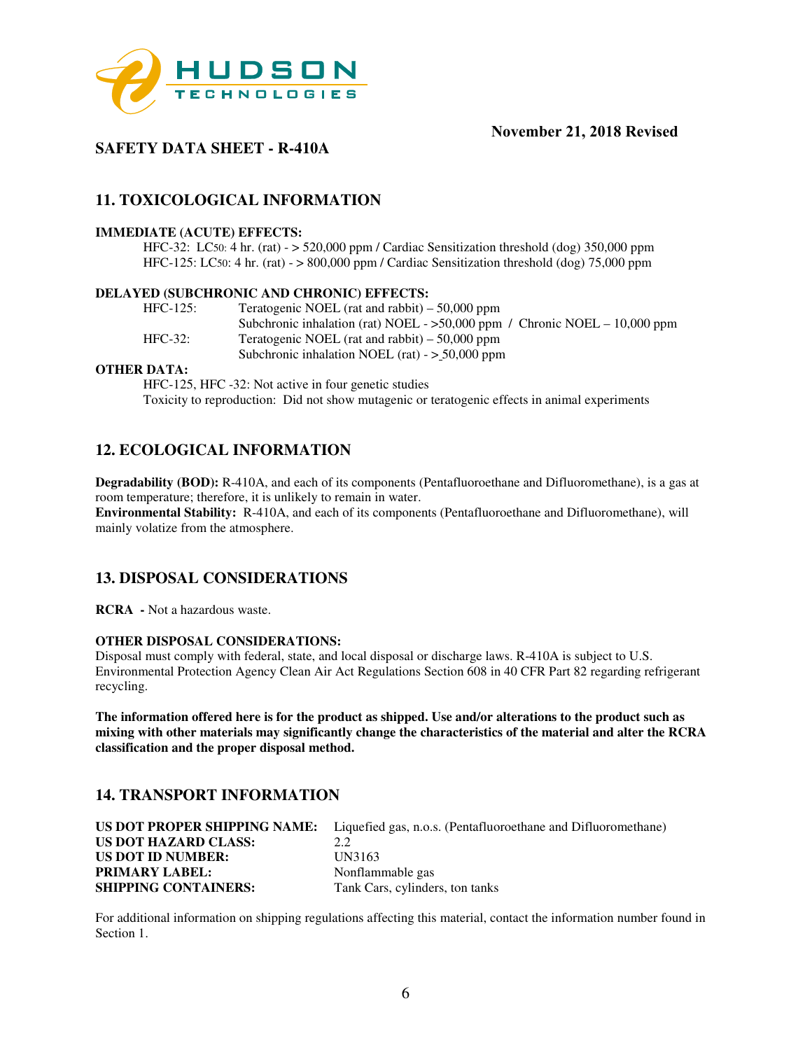November 21, 2018 Revised

**SAFETY DATA SHEET - R-410A**

## 11. TOXICOLOGICAL INFORMATION

**IMMEDIATE (ACUTE) EFFECTS:**

HFC-32: $LC_{50}$: 4 hr. (rat) - > 520,000 ppm / Cardiac Sensitization threshold (dog) 350,000 ppm
HFC-125: $LC_{50}$: 4 hr. (rat) - > 800,000 ppm / Cardiac Sensitization threshold (dog) 75,000 ppm

**DELAYED (SUBCHRONIC AND CHRONIC) EFFECTS:**

HFC-125: Teratogenic NOEL (rat and rabbit) – 50,000 ppm
Subchronic inhalation (rat) NOEL - >50,000 ppm / Chronic NOEL – 10,000 ppm

HFC-32: Teratogenic NOEL (rat and rabbit) – 50,000 ppm
Subchronic inhalation NOEL (rat) - $\geq$ 50,000 ppm

**OTHER DATA:**

HFC-125, HFC -32: Not active in four genetic studies
Toxicity to reproduction: Did not show mutagenic or teratogenic effects in animal experiments

## 12. ECOLOGICAL INFORMATION

**Degradability (BOD):** R-410A, and each of its components (Pentafluoroethane and Difluoromethane), is a gas at room temperature; therefore, it is unlikely to remain in water.
**Environmental Stability:** R-410A, and each of its components (Pentafluoroethane and Difluoromethane), will mainly volatize from the atmosphere.

## 13. DISPOSAL CONSIDERATIONS

**RCRA -** Not a hazardous waste.

**OTHER DISPOSAL CONSIDERATIONS:**
Disposal must comply with federal, state, and local disposal or discharge laws. R-410A is subject to U.S. Environmental Protection Agency Clean Air Act Regulations Section 608 in 40 CFR Part 82 regarding refrigerant recycling.

**The information offered here is for the product as shipped. Use and/or alterations to the product such as mixing with other materials may significantly change the characteristics of the material and alter the RCRA classification and the proper disposal method.**

## 14. TRANSPORT INFORMATION

| | |
|---|---|
| **US DOT PROPER SHIPPING NAME:** | Liquefied gas, n.o.s. (Pentafluoroethane and Difluoromethane) |
| **US DOT HAZARD CLASS:** | 2.2 |
| **US DOT ID NUMBER:** | UN3163 |
| **PRIMARY LABEL:** | Nonflammable gas |
| **SHIPPING CONTAINERS:** | Tank Cars, cylinders, ton tanks |

For additional information on shipping regulations affecting this material, contact the information number found in Section 1.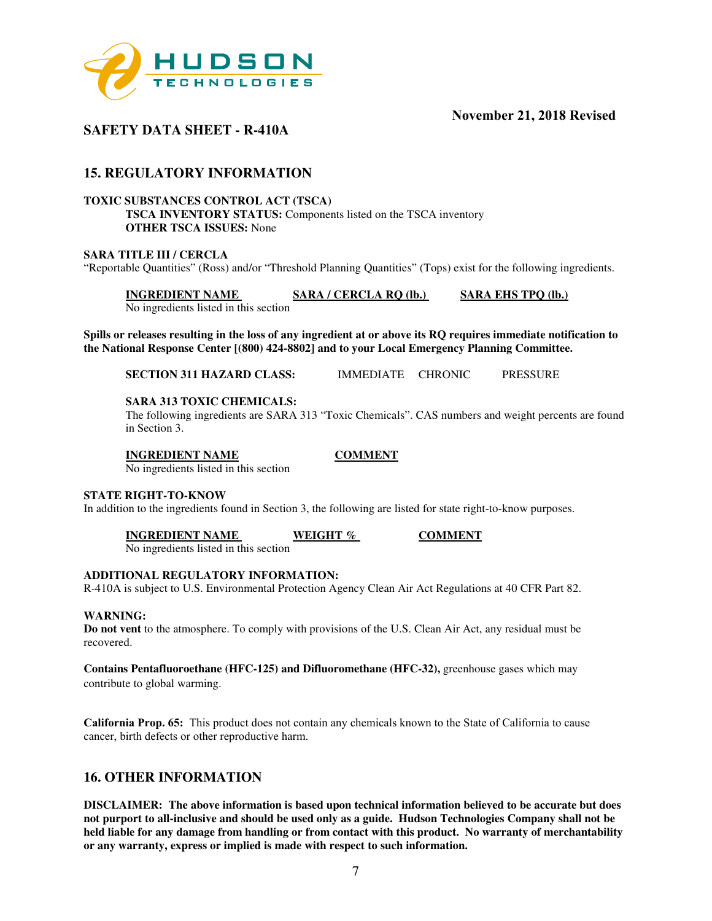November 21, 2018 Revised

**SAFETY DATA SHEET - R-410A**

## 15. REGULATORY INFORMATION

**TOXIC SUBSTANCES CONTROL ACT (TSCA)**

**TSCA INVENTORY STATUS:** Components listed on the TSCA inventory
**OTHER TSCA ISSUES:** None

**SARA TITLE III / CERCLA**

"Reportable Quantities" (Ross) and/or "Threshold Planning Quantities" (Tops) exist for the following ingredients.

| INGREDIENT NAME | SARA / CERCLA RQ (lb.) | SARA EHS TPQ (lb.) |
|---|---|---|
| No ingredients listed in this section | | |

**Spills or releases resulting in the loss of any ingredient at or above its RQ requires immediate notification to the National Response Center [(800) 424-8802] and to your Local Emergency Planning Committee.**

**SECTION 311 HAZARD CLASS:** IMMEDIATE CHRONIC PRESSURE

**SARA 313 TOXIC CHEMICALS:**

The following ingredients are SARA 313 "Toxic Chemicals". CAS numbers and weight percents are found in Section 3.

| INGREDIENT NAME | COMMENT |
|---|---|
| No ingredients listed in this section | |

**STATE RIGHT-TO-KNOW**

In addition to the ingredients found in Section 3, the following are listed for state right-to-know purposes.

| INGREDIENT NAME | WEIGHT % | COMMENT |
|---|---|---|
| No ingredients listed in this section | | |

**ADDITIONAL REGULATORY INFORMATION:**

R-410A is subject to U.S. Environmental Protection Agency Clean Air Act Regulations at 40 CFR Part 82.

**WARNING:**

**Do not vent** to the atmosphere. To comply with provisions of the U.S. Clean Air Act, any residual must be recovered.

**Contains Pentafluoroethane (HFC-125) and Difluoromethane (HFC-32),** greenhouse gases which may contribute to global warming.

**California Prop. 65:** This product does not contain any chemicals known to the State of California to cause cancer, birth defects or other reproductive harm.

## 16. OTHER INFORMATION

**DISCLAIMER: The above information is based upon technical information believed to be accurate but does not purport to all-inclusive and should be used only as a guide. Hudson Technologies Company shall not be held liable for any damage from handling or from contact with this product. No warranty of merchantability or any warranty, express or implied is made with respect to such information.**